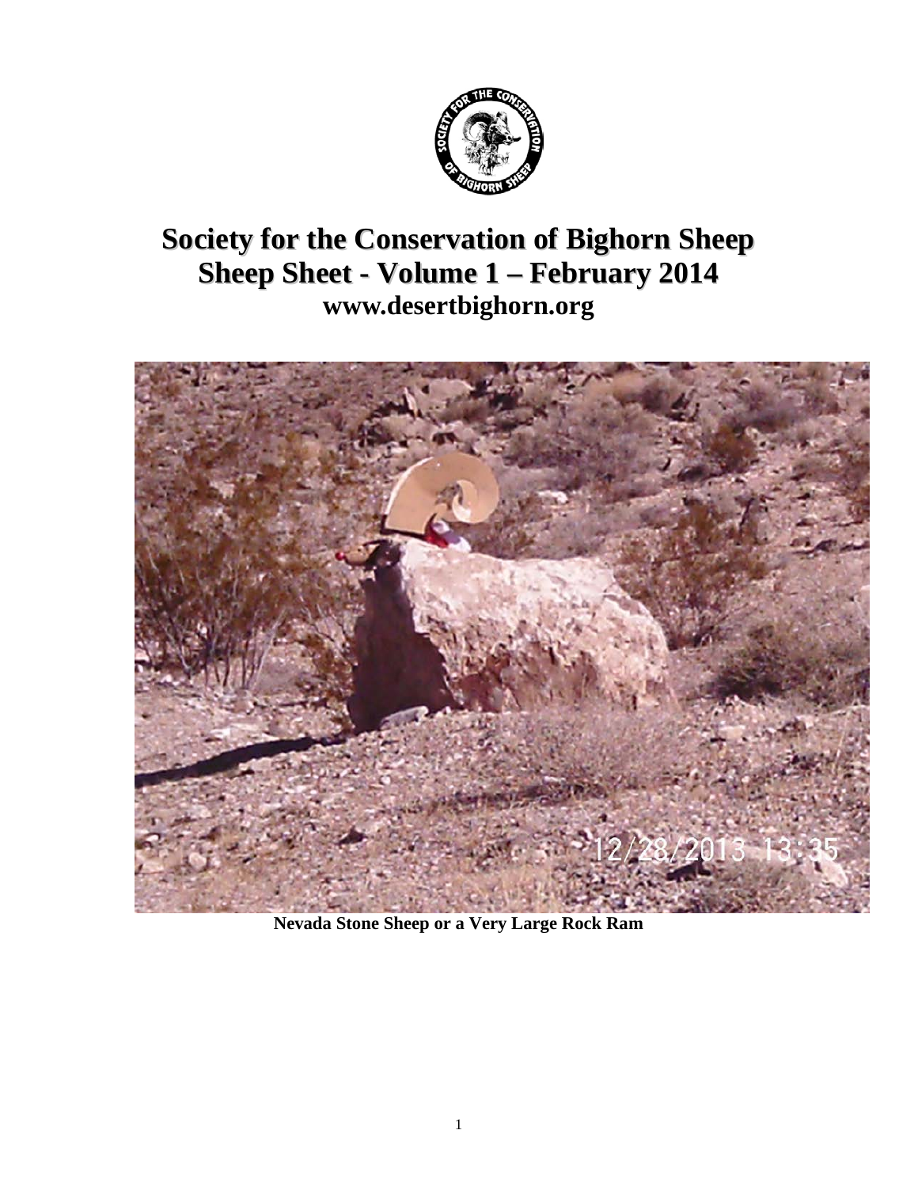# Society for the Conservation of Bighorn Sheep
# Sheep Sheet - Volume 1 – February 2014
## www.desertbighorn.org

**Nevada Stone Sheep or a Very Large Rock Ram**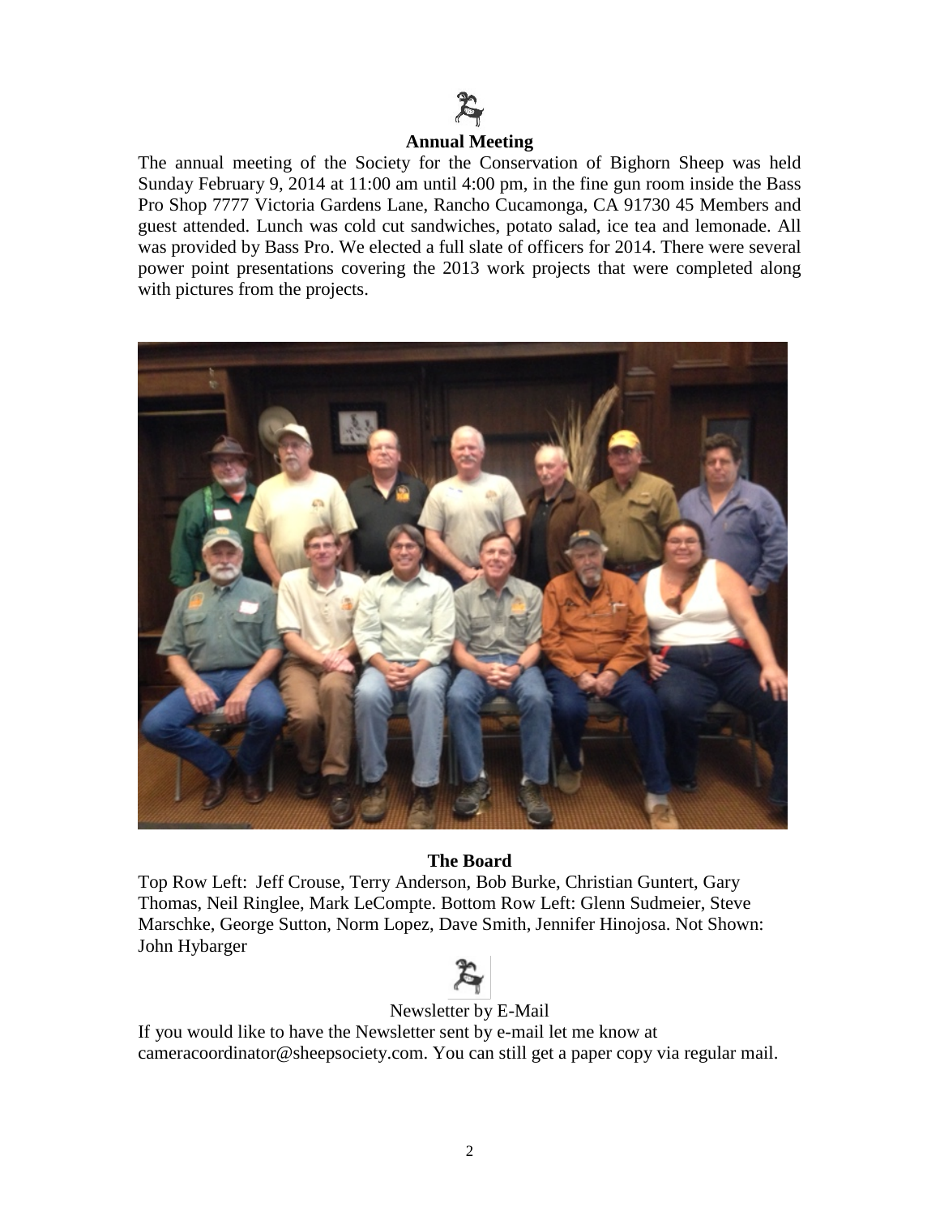## Annual Meeting

The annual meeting of the Society for the Conservation of Bighorn Sheep was held Sunday February 9, 2014 at 11:00 am until 4:00 pm, in the fine gun room inside the Bass Pro Shop 7777 Victoria Gardens Lane, Rancho Cucamonga, CA 91730 45 Members and guest attended. Lunch was cold cut sandwiches, potato salad, ice tea and lemonade. All was provided by Bass Pro. We elected a full slate of officers for 2014. There were several power point presentations covering the 2013 work projects that were completed along with pictures from the projects.

**The Board**

Top Row Left: Jeff Crouse, Terry Anderson, Bob Burke, Christian Guntert, Gary Thomas, Neil Ringlee, Mark LeCompte. Bottom Row Left: Glenn Sudmeier, Steve Marschke, George Sutton, Norm Lopez, Dave Smith, Jennifer Hinojosa. Not Shown: John Hybarger

Newsletter by E-Mail

If you would like to have the Newsletter sent by e-mail let me know at cameracoordinator@sheepsociety.com. You can still get a paper copy via regular mail.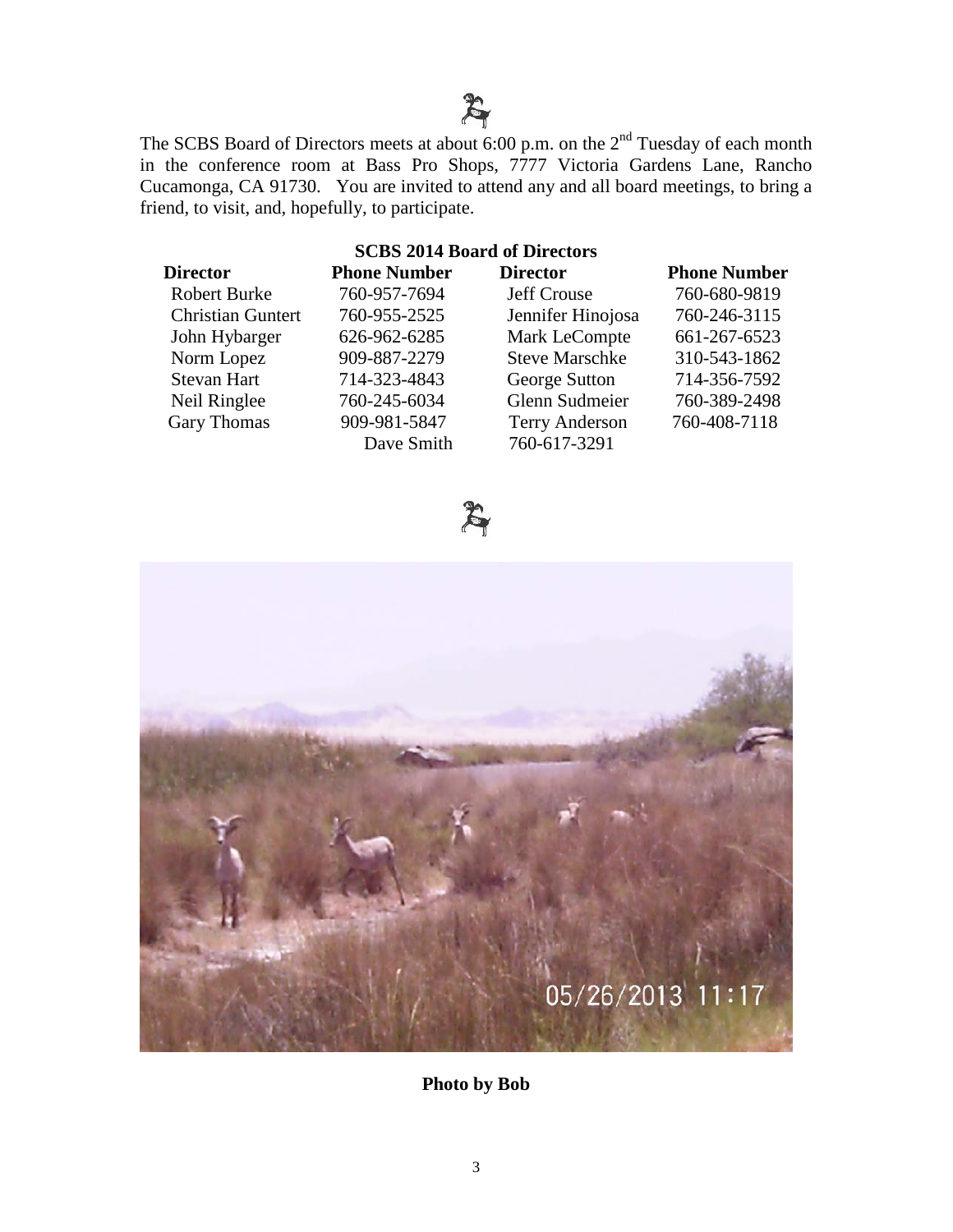The SCBS Board of Directors meets at about 6:00 p.m. on the 2nd Tuesday of each month in the conference room at Bass Pro Shops, 7777 Victoria Gardens Lane, Rancho Cucamonga, CA 91730. You are invited to attend any and all board meetings, to bring a friend, to visit, and, hopefully, to participate.

**SCBS 2014 Board of Directors**

| Director | Phone Number | Director | Phone Number |
|---|---|---|---|
| Robert Burke | 760-957-7694 | Jeff Crouse | 760-680-9819 |
| Christian Guntert | 760-955-2525 | Jennifer Hinojosa | 760-246-3115 |
| John Hybarger | 626-962-6285 | Mark LeCompte | 661-267-6523 |
| Norm Lopez | 909-887-2279 | Steve Marschke | 310-543-1862 |
| Stevan Hart | 714-323-4843 | George Sutton | 714-356-7592 |
| Neil Ringlee | 760-245-6034 | Glenn Sudmeier | 760-389-2498 |
| Gary Thomas | 909-981-5847 | Terry Anderson | 760-408-7118 |
| | Dave Smith | 760-617-3291 | |

**Photo by Bob**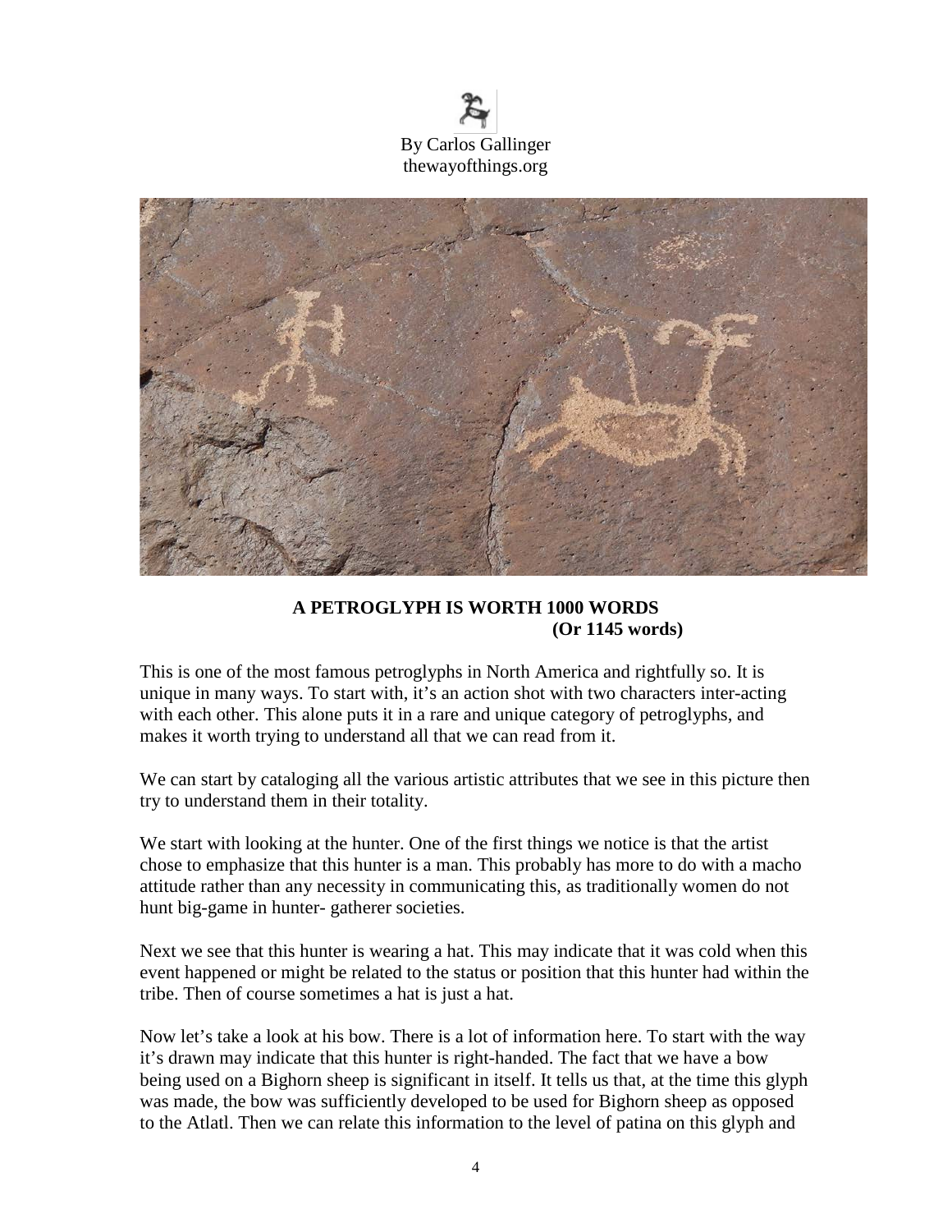By Carlos Gallinger
thewayofthings.org

**A PETROGLYPH IS WORTH 1000 WORDS**
**(Or 1145 words)**

This is one of the most famous petroglyphs in North America and rightfully so. It is unique in many ways. To start with, it's an action shot with two characters inter-acting with each other. This alone puts it in a rare and unique category of petroglyphs, and makes it worth trying to understand all that we can read from it.

We can start by cataloging all the various artistic attributes that we see in this picture then try to understand them in their totality.

We start with looking at the hunter. One of the first things we notice is that the artist chose to emphasize that this hunter is a man. This probably has more to do with a macho attitude rather than any necessity in communicating this, as traditionally women do not hunt big-game in hunter- gatherer societies.

Next we see that this hunter is wearing a hat. This may indicate that it was cold when this event happened or might be related to the status or position that this hunter had within the tribe. Then of course sometimes a hat is just a hat.

Now let's take a look at his bow. There is a lot of information here. To start with the way it's drawn may indicate that this hunter is right-handed. The fact that we have a bow being used on a Bighorn sheep is significant in itself. It tells us that, at the time this glyph was made, the bow was sufficiently developed to be used for Bighorn sheep as opposed to the Atlatl. Then we can relate this information to the level of patina on this glyph and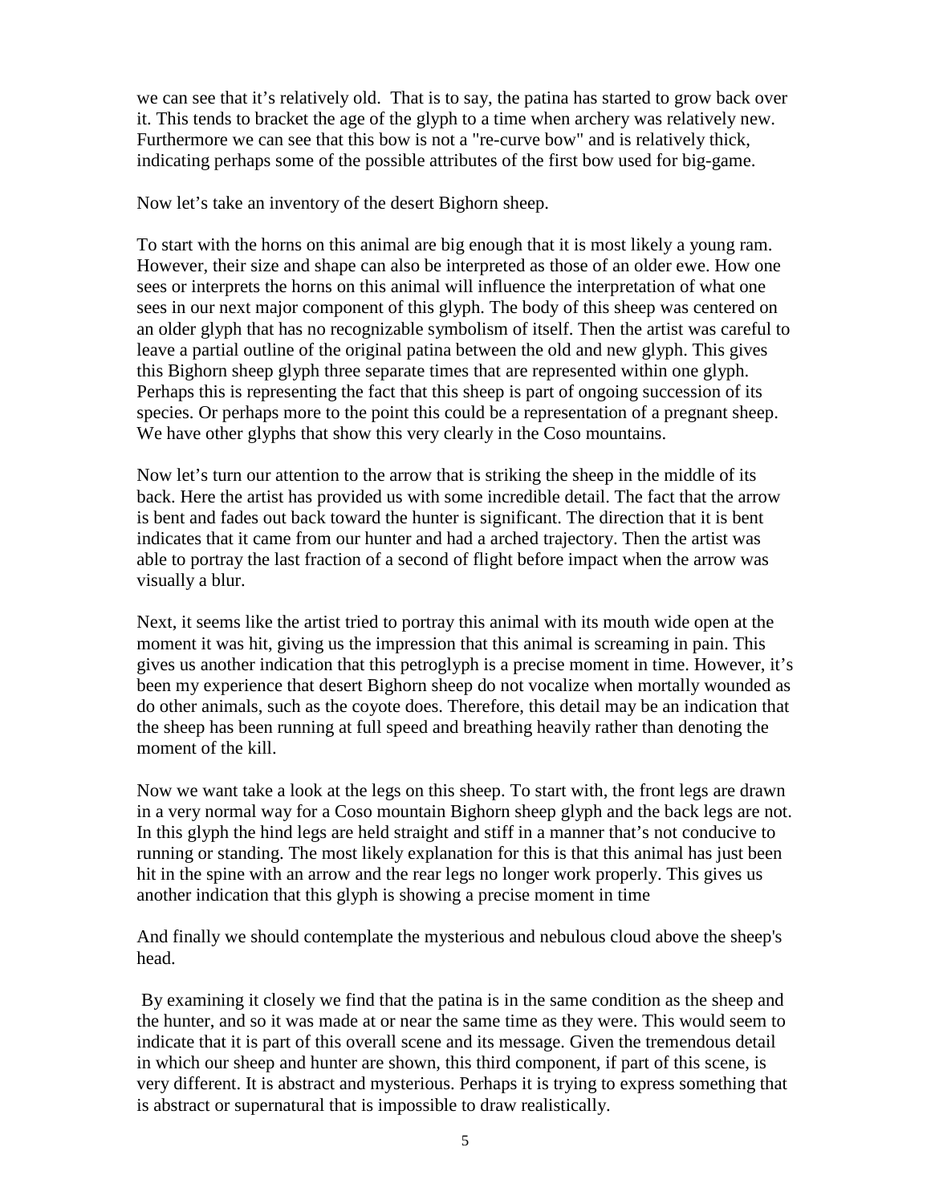we can see that it's relatively old. That is to say, the patina has started to grow back over it. This tends to bracket the age of the glyph to a time when archery was relatively new. Furthermore we can see that this bow is not a "re-curve bow" and is relatively thick, indicating perhaps some of the possible attributes of the first bow used for big-game.

Now let's take an inventory of the desert Bighorn sheep.

To start with the horns on this animal are big enough that it is most likely a young ram. However, their size and shape can also be interpreted as those of an older ewe. How one sees or interprets the horns on this animal will influence the interpretation of what one sees in our next major component of this glyph. The body of this sheep was centered on an older glyph that has no recognizable symbolism of itself. Then the artist was careful to leave a partial outline of the original patina between the old and new glyph. This gives this Bighorn sheep glyph three separate times that are represented within one glyph. Perhaps this is representing the fact that this sheep is part of ongoing succession of its species. Or perhaps more to the point this could be a representation of a pregnant sheep. We have other glyphs that show this very clearly in the Coso mountains.

Now let's turn our attention to the arrow that is striking the sheep in the middle of its back. Here the artist has provided us with some incredible detail. The fact that the arrow is bent and fades out back toward the hunter is significant. The direction that it is bent indicates that it came from our hunter and had a arched trajectory. Then the artist was able to portray the last fraction of a second of flight before impact when the arrow was visually a blur.

Next, it seems like the artist tried to portray this animal with its mouth wide open at the moment it was hit, giving us the impression that this animal is screaming in pain. This gives us another indication that this petroglyph is a precise moment in time. However, it's been my experience that desert Bighorn sheep do not vocalize when mortally wounded as do other animals, such as the coyote does. Therefore, this detail may be an indication that the sheep has been running at full speed and breathing heavily rather than denoting the moment of the kill.

Now we want take a look at the legs on this sheep. To start with, the front legs are drawn in a very normal way for a Coso mountain Bighorn sheep glyph and the back legs are not. In this glyph the hind legs are held straight and stiff in a manner that's not conducive to running or standing. The most likely explanation for this is that this animal has just been hit in the spine with an arrow and the rear legs no longer work properly. This gives us another indication that this glyph is showing a precise moment in time

And finally we should contemplate the mysterious and nebulous cloud above the sheep's head.

By examining it closely we find that the patina is in the same condition as the sheep and the hunter, and so it was made at or near the same time as they were. This would seem to indicate that it is part of this overall scene and its message. Given the tremendous detail in which our sheep and hunter are shown, this third component, if part of this scene, is very different. It is abstract and mysterious. Perhaps it is trying to express something that is abstract or supernatural that is impossible to draw realistically.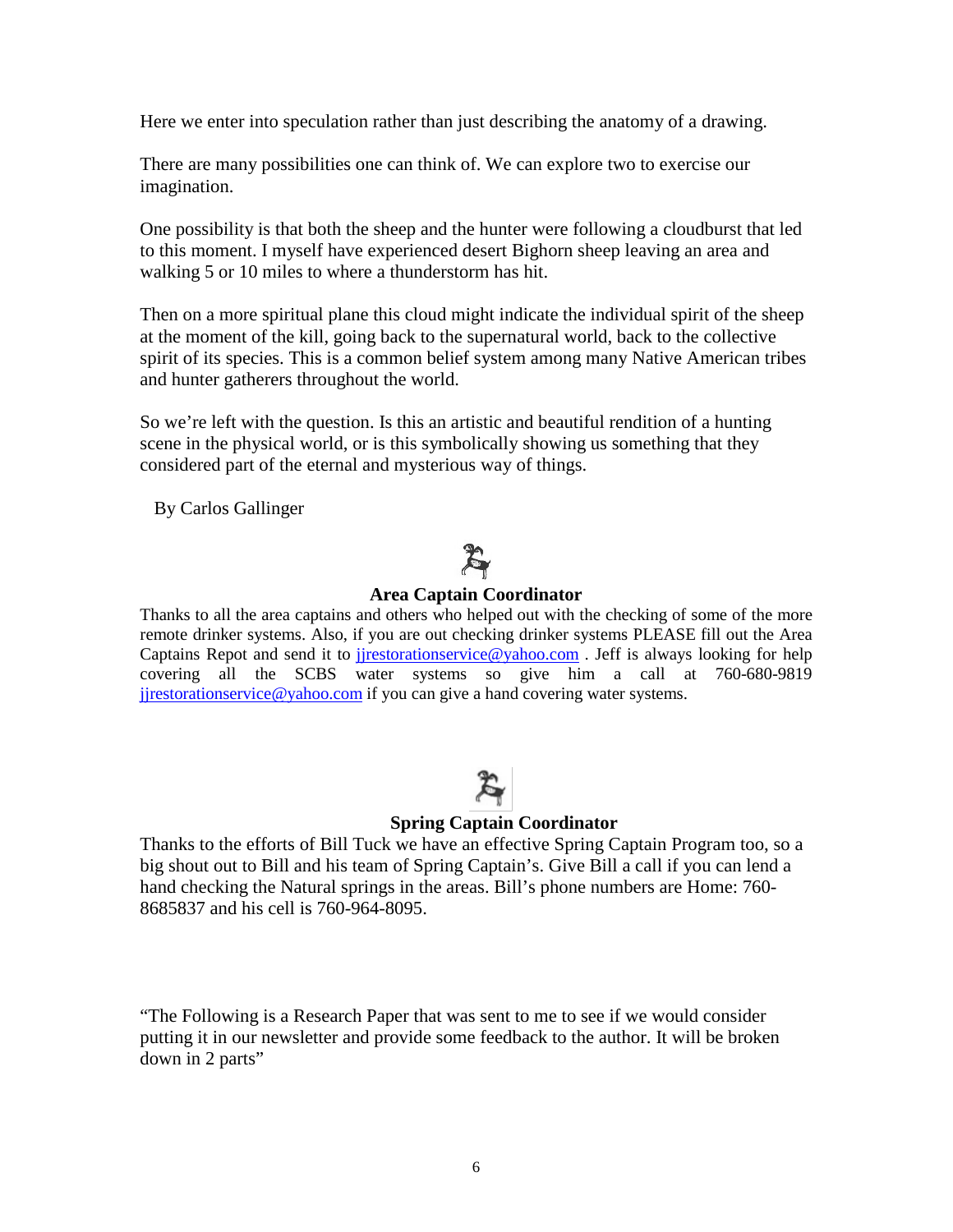Here we enter into speculation rather than just describing the anatomy of a drawing.

There are many possibilities one can think of. We can explore two to exercise our imagination.

One possibility is that both the sheep and the hunter were following a cloudburst that led to this moment. I myself have experienced desert Bighorn sheep leaving an area and walking 5 or 10 miles to where a thunderstorm has hit.

Then on a more spiritual plane this cloud might indicate the individual spirit of the sheep at the moment of the kill, going back to the supernatural world, back to the collective spirit of its species. This is a common belief system among many Native American tribes and hunter gatherers throughout the world.

So we're left with the question. Is this an artistic and beautiful rendition of a hunting scene in the physical world, or is this symbolically showing us something that they considered part of the eternal and mysterious way of things.

By Carlos Gallinger

### Area Captain Coordinator

Thanks to all the area captains and others who helped out with the checking of some of the more remote drinker systems. Also, if you are out checking drinker systems PLEASE fill out the Area Captains Repot and send it to jjrestorationservice@yahoo.com . Jeff is always looking for help covering all the SCBS water systems so give him a call at 760-680-9819 jjrestorationservice@yahoo.com if you can give a hand covering water systems.

### Spring Captain Coordinator

Thanks to the efforts of Bill Tuck we have an effective Spring Captain Program too, so a big shout out to Bill and his team of Spring Captain's. Give Bill a call if you can lend a hand checking the Natural springs in the areas. Bill's phone numbers are Home: 760-8685837 and his cell is 760-964-8095.

"The Following is a Research Paper that was sent to me to see if we would consider putting it in our newsletter and provide some feedback to the author. It will be broken down in 2 parts"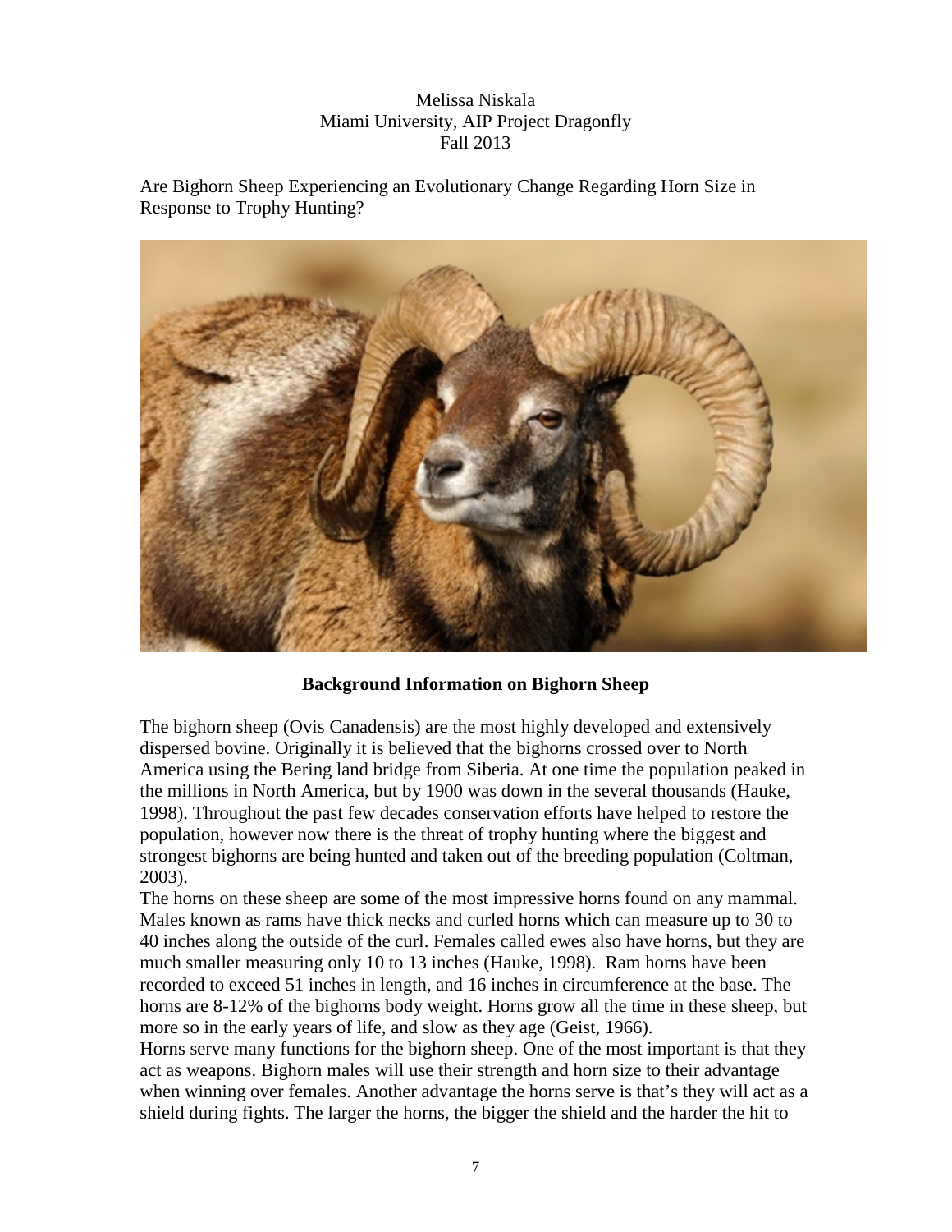Melissa Niskala
Miami University, AIP Project Dragonfly
Fall 2013

Are Bighorn Sheep Experiencing an Evolutionary Change Regarding Horn Size in Response to Trophy Hunting?

## Background Information on Bighorn Sheep

The bighorn sheep (Ovis Canadensis) are the most highly developed and extensively dispersed bovine. Originally it is believed that the bighorns crossed over to North America using the Bering land bridge from Siberia. At one time the population peaked in the millions in North America, but by 1900 was down in the several thousands (Hauke, 1998). Throughout the past few decades conservation efforts have helped to restore the population, however now there is the threat of trophy hunting where the biggest and strongest bighorns are being hunted and taken out of the breeding population (Coltman, 2003).

The horns on these sheep are some of the most impressive horns found on any mammal. Males known as rams have thick necks and curled horns which can measure up to 30 to 40 inches along the outside of the curl. Females called ewes also have horns, but they are much smaller measuring only 10 to 13 inches (Hauke, 1998). Ram horns have been recorded to exceed 51 inches in length, and 16 inches in circumference at the base. The horns are 8-12% of the bighorns body weight. Horns grow all the time in these sheep, but more so in the early years of life, and slow as they age (Geist, 1966).

Horns serve many functions for the bighorn sheep. One of the most important is that they act as weapons. Bighorn males will use their strength and horn size to their advantage when winning over females. Another advantage the horns serve is that's they will act as a shield during fights. The larger the horns, the bigger the shield and the harder the hit to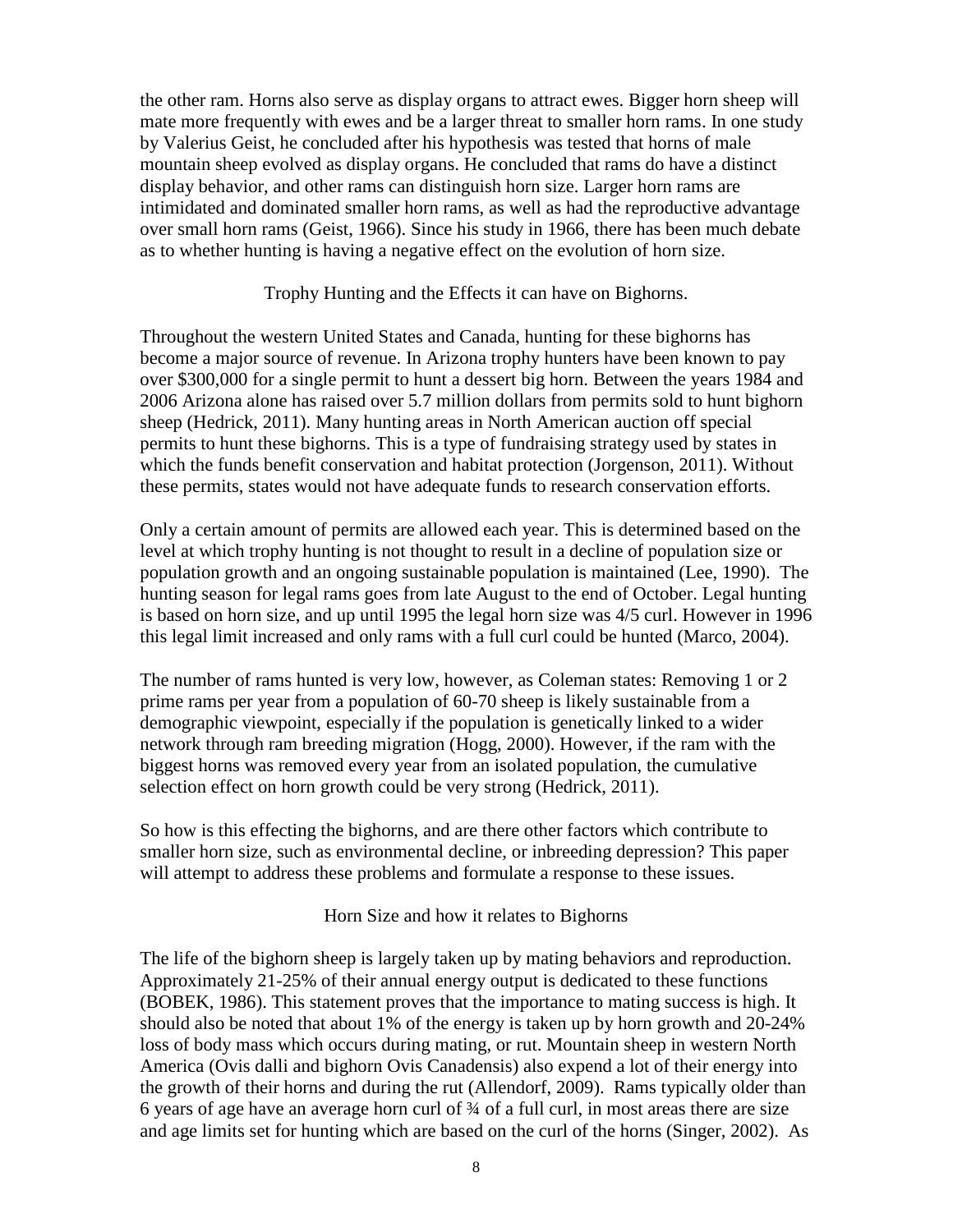the other ram. Horns also serve as display organs to attract ewes. Bigger horn sheep will mate more frequently with ewes and be a larger threat to smaller horn rams. In one study by Valerius Geist, he concluded after his hypothesis was tested that horns of male mountain sheep evolved as display organs. He concluded that rams do have a distinct display behavior, and other rams can distinguish horn size. Larger horn rams are intimidated and dominated smaller horn rams, as well as had the reproductive advantage over small horn rams (Geist, 1966). Since his study in 1966, there has been much debate as to whether hunting is having a negative effect on the evolution of horn size.

## Trophy Hunting and the Effects it can have on Bighorns.

Throughout the western United States and Canada, hunting for these bighorns has become a major source of revenue. In Arizona trophy hunters have been known to pay over $300,000 for a single permit to hunt a dessert big horn. Between the years 1984 and 2006 Arizona alone has raised over 5.7 million dollars from permits sold to hunt bighorn sheep (Hedrick, 2011). Many hunting areas in North American auction off special permits to hunt these bighorns. This is a type of fundraising strategy used by states in which the funds benefit conservation and habitat protection (Jorgenson, 2011). Without these permits, states would not have adequate funds to research conservation efforts.

Only a certain amount of permits are allowed each year. This is determined based on the level at which trophy hunting is not thought to result in a decline of population size or population growth and an ongoing sustainable population is maintained (Lee, 1990). The hunting season for legal rams goes from late August to the end of October. Legal hunting is based on horn size, and up until 1995 the legal horn size was 4/5 curl. However in 1996 this legal limit increased and only rams with a full curl could be hunted (Marco, 2004).

The number of rams hunted is very low, however, as Coleman states: Removing 1 or 2 prime rams per year from a population of 60-70 sheep is likely sustainable from a demographic viewpoint, especially if the population is genetically linked to a wider network through ram breeding migration (Hogg, 2000). However, if the ram with the biggest horns was removed every year from an isolated population, the cumulative selection effect on horn growth could be very strong (Hedrick, 2011).

So how is this effecting the bighorns, and are there other factors which contribute to smaller horn size, such as environmental decline, or inbreeding depression? This paper will attempt to address these problems and formulate a response to these issues.

## Horn Size and how it relates to Bighorns

The life of the bighorn sheep is largely taken up by mating behaviors and reproduction. Approximately 21-25% of their annual energy output is dedicated to these functions (BOBEK, 1986). This statement proves that the importance to mating success is high. It should also be noted that about 1% of the energy is taken up by horn growth and 20-24% loss of body mass which occurs during mating, or rut. Mountain sheep in western North America (Ovis dalli and bighorn Ovis Canadensis) also expend a lot of their energy into the growth of their horns and during the rut (Allendorf, 2009). Rams typically older than 6 years of age have an average horn curl of ¾ of a full curl, in most areas there are size and age limits set for hunting which are based on the curl of the horns (Singer, 2002). As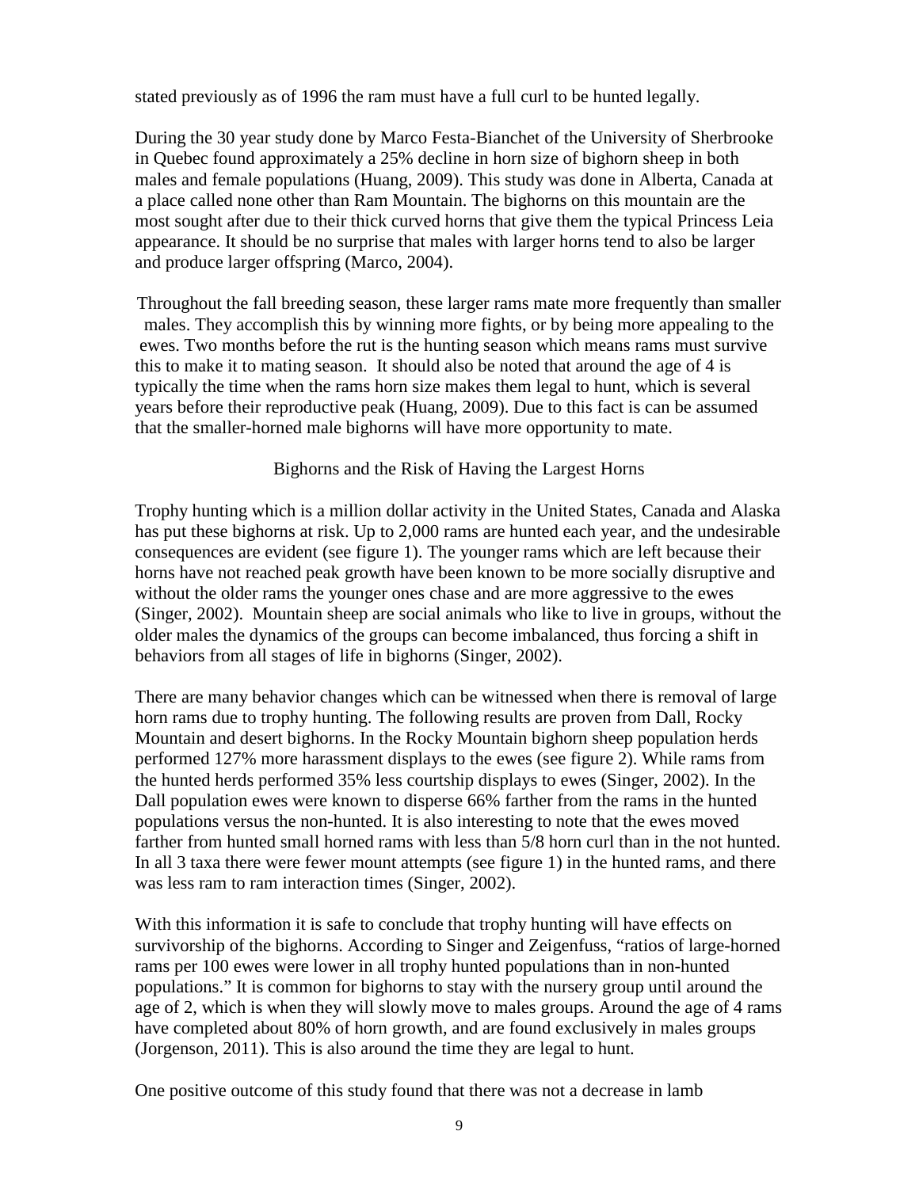stated previously as of 1996 the ram must have a full curl to be hunted legally.

During the 30 year study done by Marco Festa-Bianchet of the University of Sherbrooke in Quebec found approximately a 25% decline in horn size of bighorn sheep in both males and female populations (Huang, 2009). This study was done in Alberta, Canada at a place called none other than Ram Mountain. The bighorns on this mountain are the most sought after due to their thick curved horns that give them the typical Princess Leia appearance. It should be no surprise that males with larger horns tend to also be larger and produce larger offspring (Marco, 2004).

Throughout the fall breeding season, these larger rams mate more frequently than smaller males. They accomplish this by winning more fights, or by being more appealing to the ewes. Two months before the rut is the hunting season which means rams must survive this to make it to mating season. It should also be noted that around the age of 4 is typically the time when the rams horn size makes them legal to hunt, which is several years before their reproductive peak (Huang, 2009). Due to this fact is can be assumed that the smaller-horned male bighorns will have more opportunity to mate.

## Bighorns and the Risk of Having the Largest Horns

Trophy hunting which is a million dollar activity in the United States, Canada and Alaska has put these bighorns at risk. Up to 2,000 rams are hunted each year, and the undesirable consequences are evident (see figure 1). The younger rams which are left because their horns have not reached peak growth have been known to be more socially disruptive and without the older rams the younger ones chase and are more aggressive to the ewes (Singer, 2002). Mountain sheep are social animals who like to live in groups, without the older males the dynamics of the groups can become imbalanced, thus forcing a shift in behaviors from all stages of life in bighorns (Singer, 2002).

There are many behavior changes which can be witnessed when there is removal of large horn rams due to trophy hunting. The following results are proven from Dall, Rocky Mountain and desert bighorns. In the Rocky Mountain bighorn sheep population herds performed 127% more harassment displays to the ewes (see figure 2). While rams from the hunted herds performed 35% less courtship displays to ewes (Singer, 2002). In the Dall population ewes were known to disperse 66% farther from the rams in the hunted populations versus the non-hunted. It is also interesting to note that the ewes moved farther from hunted small horned rams with less than 5/8 horn curl than in the not hunted. In all 3 taxa there were fewer mount attempts (see figure 1) in the hunted rams, and there was less ram to ram interaction times (Singer, 2002).

With this information it is safe to conclude that trophy hunting will have effects on survivorship of the bighorns. According to Singer and Zeigenfuss, "ratios of large-horned rams per 100 ewes were lower in all trophy hunted populations than in non-hunted populations." It is common for bighorns to stay with the nursery group until around the age of 2, which is when they will slowly move to males groups. Around the age of 4 rams have completed about 80% of horn growth, and are found exclusively in males groups (Jorgenson, 2011). This is also around the time they are legal to hunt.

One positive outcome of this study found that there was not a decrease in lamb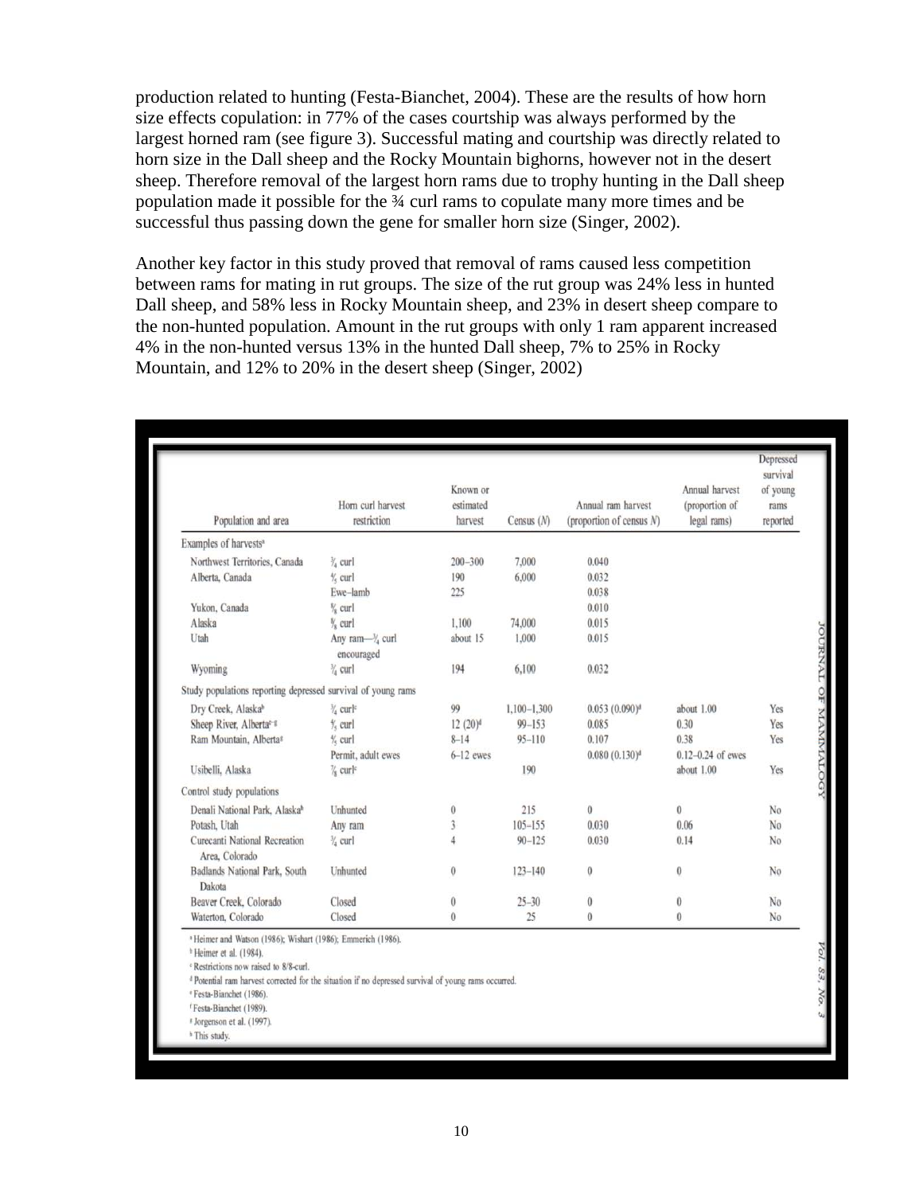production related to hunting (Festa-Bianchet, 2004). These are the results of how horn size effects copulation: in 77% of the cases courtship was always performed by the largest horned ram (see figure 3). Successful mating and courtship was directly related to horn size in the Dall sheep and the Rocky Mountain bighorns, however not in the desert sheep. Therefore removal of the largest horn rams due to trophy hunting in the Dall sheep population made it possible for the ¾ curl rams to copulate many more times and be successful thus passing down the gene for smaller horn size (Singer, 2002).

Another key factor in this study proved that removal of rams caused less competition between rams for mating in rut groups. The size of the rut group was 24% less in hunted Dall sheep, and 58% less in Rocky Mountain sheep, and 23% in desert sheep compare to the non-hunted population. Amount in the rut groups with only 1 ram apparent increased 4% in the non-hunted versus 13% in the hunted Dall sheep, 7% to 25% in Rocky Mountain, and 12% to 20% in the desert sheep (Singer, 2002)

| Population and area | Horn curl harvest restriction | Known or estimated harvest | Census (N) | Annual ram harvest (proportion of census N) | Annual harvest (proportion of legal rams) | Depressed survival of young rams reported |
|---|---|---|---|---|---|---|
| Examples of harvests[a] | | | | | | |
| Northwest Territories, Canada | ¾ curl | 200–300 | 7,000 | 0.040 | | |
| Alberta, Canada | ⅘ curl | 190 | 6,000 | 0.032 | | |
| | Ewe–lamb | 225 | | 0.038 | | |
| Yukon, Canada | ⅝ curl | | | 0.010 | | |
| Alaska | ⅞ curl | 1,100 | 74,000 | 0.015 | | |
| Utah | Any ram—¾ curl encouraged | about 15 | 1,000 | 0.015 | | |
| Wyoming | ¾ curl | 194 | 6,100 | 0.032 | | |
| Study populations reporting depressed survival of young rams | | | | | | |
| Dry Creek, Alaska[b] | ¾ curl[c] | 99 | 1,100–1,300 | 0.053 (0.090)[d] | about 1.00 | Yes |
| Sheep River, Alberta[e,g] | ⅘ curl | 12 (20)[d] | 99–153 | 0.085 | 0.30 | Yes |
| Ram Mountain, Alberta[g] | ⅘ curl | 8–14 | 95–110 | 0.107 | 0.38 | Yes |
| | Permit, adult ewes | 6–12 ewes | | 0.080 (0.130)[d] | 0.12–0.24 of ewes | |
| Usibelli, Alaska | ⅞ curl[c] | | 190 | | about 1.00 | Yes |
| Control study populations | | | | | | |
| Denali National Park, Alaska[h] | Unhunted | 0 | 215 | 0 | 0 | No |
| Potash, Utah | Any ram | 3 | 105–155 | 0.030 | 0.06 | No |
| Curecanti National Recreation Area, Colorado | ¾ curl | 4 | 90–125 | 0.030 | 0.14 | No |
| Badlands National Park, South Dakota | Unhunted | 0 | 123–140 | 0 | 0 | No |
| Beaver Creek, Colorado | Closed | 0 | 25–30 | 0 | 0 | No |
| Waterton, Colorado | Closed | 0 | 25 | 0 | 0 | No |

[a] Heimer and Watson (1986); Wishart (1986); Emmerich (1986).
[b] Heimer et al. (1984).
[c] Restrictions now raised to 8/8-curl.
[d] Potential ram harvest corrected for the situation if no depressed survival of young rams occurred.
[e] Festa-Bianchet (1986).
[f] Festa-Bianchet (1989).
[g] Jorgenson et al. (1997).
[h] This study.

JOURNAL OF MAMMALOGY Vol. 83, No. 3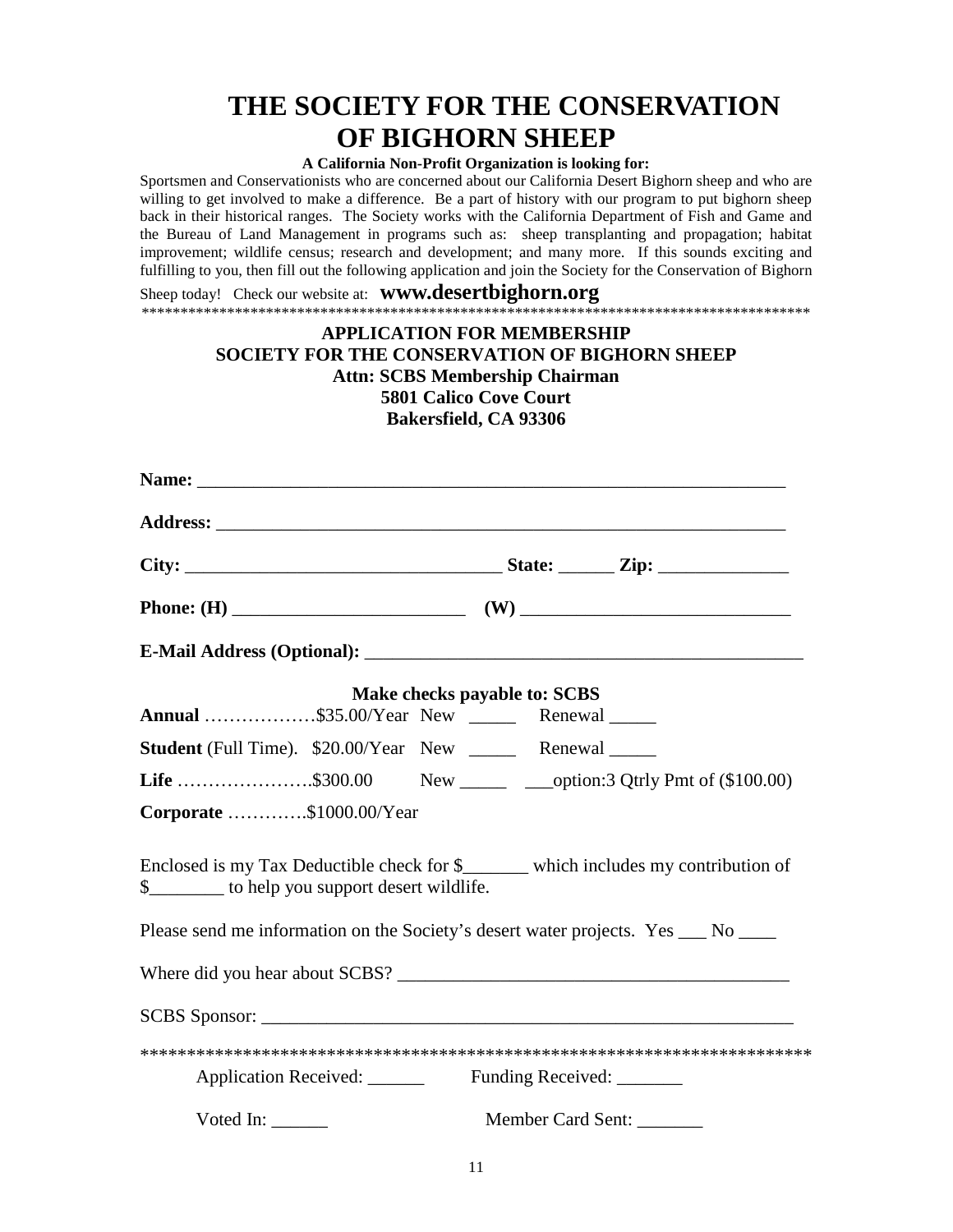# THE SOCIETY FOR THE CONSERVATION OF BIGHORN SHEEP

**A California Non-Profit Organization is looking for:**

Sportsmen and Conservationists who are concerned about our California Desert Bighorn sheep and who are willing to get involved to make a difference. Be a part of history with our program to put bighorn sheep back in their historical ranges. The Society works with the California Department of Fish and Game and the Bureau of Land Management in programs such as: sheep transplanting and propagation; habitat improvement; wildlife census; research and development; and many more. If this sounds exciting and fulfilling to you, then fill out the following application and join the Society for the Conservation of Bighorn Sheep today! Check our website at: **www.desertbighorn.org**

*************************************************************************************

**APPLICATION FOR MEMBERSHIP**
**SOCIETY FOR THE CONSERVATION OF BIGHORN SHEEP**
**Attn: SCBS Membership Chairman**
**5801 Calico Cove Court**
**Bakersfield, CA 93306**

**Name:** ________________________________________________________________

**Address:** ______________________________________________________________

**City:** _________________________________ **State:** ______ **Zip:** ______________

**Phone: (H)** _________________________ **(W)** _____________________________

**E-Mail Address (Optional):** ________________________________________________

**Make checks payable to: SCBS**

**Annual** ………………$35.00/Year New _____ Renewal _____

**Student** (Full Time). $20.00/Year New _____ Renewal _____

**Life** ………………….$300.00 New _____ ___option:3 Qtrly Pmt of ($100.00)

**Corporate** ………….$1000.00/Year

Enclosed is my Tax Deductible check for $_______ which includes my contribution of $________ to help you support desert wildlife.

Please send me information on the Society's desert water projects. Yes ___ No ____

Where did you hear about SCBS? __________________________________________

SCBS Sponsor: _________________________________________________________

**************************************************************************

Application Received: ______ Funding Received: _______

Voted In: ______ Member Card Sent: _______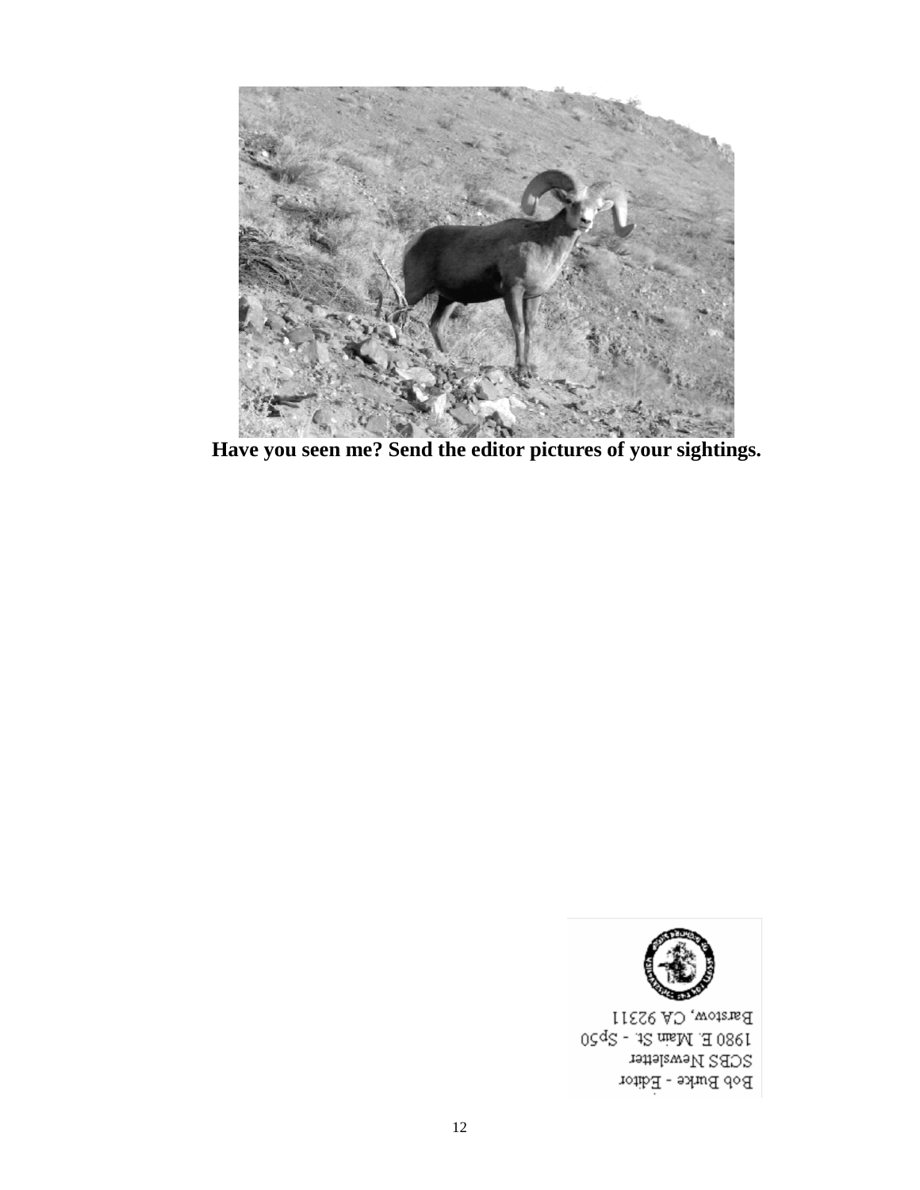**Have you seen me? Send the editor pictures of your sightings.**

Bob Burke - Editor
SCBS Newsletter
1980 E. Main St. - Sp50
Barstow, CA 92311